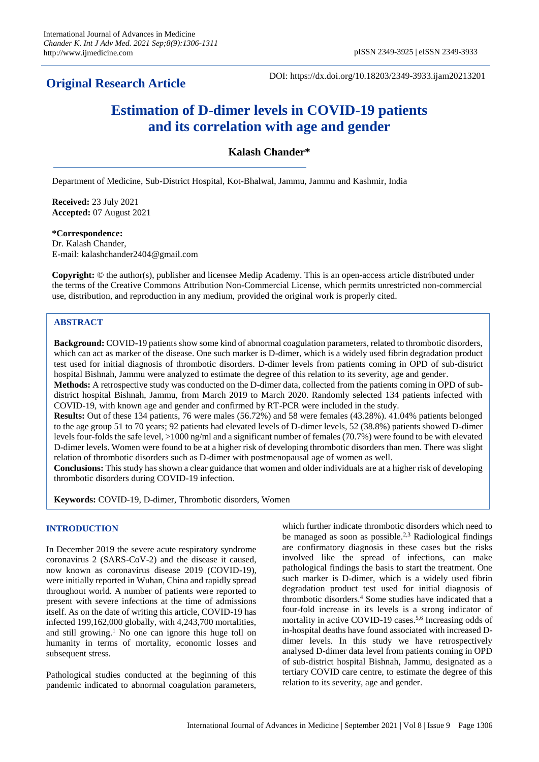## Original Research Article

DOI: https://dx.doi.org/10.18203/2349-3933.ijam20213201

# Estimation of D-dimer levels in COVID-19 patients and its correlation with age and gender

**Kalash Chander***

Department of Medicine, Sub-District Hospital, Kot-Bhalwal, Jammu, Jammu and Kashmir, India

**Received:** 23 July 2021
**Accepted:** 07 August 2021

***Correspondence:**
Dr. Kalash Chander,
E-mail: kalashchander2404@gmail.com

**Copyright:** © the author(s), publisher and licensee Medip Academy. This is an open-access article distributed under the terms of the Creative Commons Attribution Non-Commercial License, which permits unrestricted non-commercial use, distribution, and reproduction in any medium, provided the original work is properly cited.

## ABSTRACT

**Background:** COVID-19 patients show some kind of abnormal coagulation parameters, related to thrombotic disorders, which can act as marker of the disease. One such marker is D-dimer, which is a widely used fibrin degradation product test used for initial diagnosis of thrombotic disorders. D-dimer levels from patients coming in OPD of sub-district hospital Bishnah, Jammu were analyzed to estimate the degree of this relation to its severity, age and gender.

**Methods:** A retrospective study was conducted on the D-dimer data, collected from the patients coming in OPD of sub-district hospital Bishnah, Jammu, from March 2019 to March 2020. Randomly selected 134 patients infected with COVID-19, with known age and gender and confirmed by RT-PCR were included in the study.

**Results:** Out of these 134 patients, 76 were males (56.72%) and 58 were females (43.28%). 41.04% patients belonged to the age group 51 to 70 years; 92 patients had elevated levels of D-dimer levels, 52 (38.8%) patients showed D-dimer levels four-folds the safe level, >1000 ng/ml and a significant number of females (70.7%) were found to be with elevated D-dimer levels. Women were found to be at a higher risk of developing thrombotic disorders than men. There was slight relation of thrombotic disorders such as D-dimer with postmenopausal age of women as well.

**Conclusions:** This study has shown a clear guidance that women and older individuals are at a higher risk of developing thrombotic disorders during COVID-19 infection.

**Keywords:** COVID-19, D-dimer, Thrombotic disorders, Women

## INTRODUCTION

In December 2019 the severe acute respiratory syndrome coronavirus 2 (SARS-CoV-2) and the disease it caused, now known as coronavirus disease 2019 (COVID-19), were initially reported in Wuhan, China and rapidly spread throughout world. A number of patients were reported to present with severe infections at the time of admissions itself. As on the date of writing this article, COVID-19 has infected 199,162,000 globally, with 4,243,700 mortalities, and still growing.[1] No one can ignore this huge toll on humanity in terms of mortality, economic losses and subsequent stress.

Pathological studies conducted at the beginning of this pandemic indicated to abnormal coagulation parameters, which further indicate thrombotic disorders which need to be managed as soon as possible.[2,3] Radiological findings are confirmatory diagnosis in these cases but the risks involved like the spread of infections, can make pathological findings the basis to start the treatment. One such marker is D-dimer, which is a widely used fibrin degradation product test used for initial diagnosis of thrombotic disorders.[4] Some studies have indicated that a four-fold increase in its levels is a strong indicator of mortality in active COVID-19 cases.[5,6] Increasing odds of in-hospital deaths have found associated with increased D-dimer levels. In this study we have retrospectively analysed D-dimer data level from patients coming in OPD of sub-district hospital Bishnah, Jammu, designated as a tertiary COVID care centre, to estimate the degree of this relation to its severity, age and gender.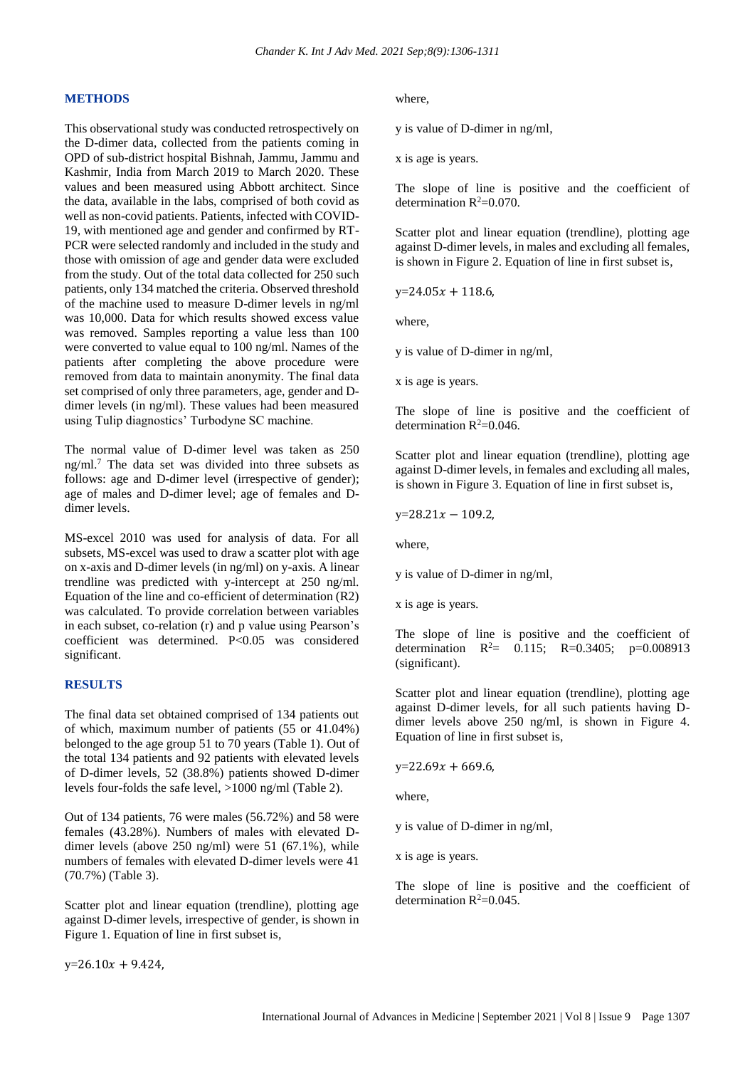## METHODS

This observational study was conducted retrospectively on the D-dimer data, collected from the patients coming in OPD of sub-district hospital Bishnah, Jammu, Jammu and Kashmir, India from March 2019 to March 2020. These values and been measured using Abbott architect. Since the data, available in the labs, comprised of both covid as well as non-covid patients. Patients, infected with COVID-19, with mentioned age and gender and confirmed by RT-PCR were selected randomly and included in the study and those with omission of age and gender data were excluded from the study. Out of the total data collected for 250 such patients, only 134 matched the criteria. Observed threshold of the machine used to measure D-dimer levels in ng/ml was 10,000. Data for which results showed excess value was removed. Samples reporting a value less than 100 were converted to value equal to 100 ng/ml. Names of the patients after completing the above procedure were removed from data to maintain anonymity. The final data set comprised of only three parameters, age, gender and D-dimer levels (in ng/ml). These values had been measured using Tulip diagnostics' Turbodyne SC machine.

The normal value of D-dimer level was taken as 250 ng/ml.[7] The data set was divided into three subsets as follows: age and D-dimer level (irrespective of gender); age of males and D-dimer level; age of females and D-dimer levels.

MS-excel 2010 was used for analysis of data. For all subsets, MS-excel was used to draw a scatter plot with age on x-axis and D-dimer levels (in ng/ml) on y-axis. A linear trendline was predicted with y-intercept at 250 ng/ml. Equation of the line and co-efficient of determination (R2) was calculated. To provide correlation between variables in each subset, co-relation (r) and p value using Pearson's coefficient was determined. P<0.05 was considered significant.

## RESULTS

The final data set obtained comprised of 134 patients out of which, maximum number of patients (55 or 41.04%) belonged to the age group 51 to 70 years (Table 1). Out of the total 134 patients and 92 patients with elevated levels of D-dimer levels, 52 (38.8%) patients showed D-dimer levels four-folds the safe level, >1000 ng/ml (Table 2).

Out of 134 patients, 76 were males (56.72%) and 58 were females (43.28%). Numbers of males with elevated D-dimer levels (above 250 ng/ml) were 51 (67.1%), while numbers of females with elevated D-dimer levels were 41 (70.7%) (Table 3).

Scatter plot and linear equation (trendline), plotting age against D-dimer levels, irrespective of gender, is shown in Figure 1. Equation of line in first subset is,

$$y=26.10x+9.424,$$

where,

y is value of D-dimer in ng/ml,

x is age is years.

The slope of line is positive and the coefficient of determination $R^2$=0.070.

Scatter plot and linear equation (trendline), plotting age against D-dimer levels, in males and excluding all females, is shown in Figure 2. Equation of line in first subset is,

$$y=24.05x+118.6,$$

where,

y is value of D-dimer in ng/ml,

x is age is years.

The slope of line is positive and the coefficient of determination $R^2$=0.046.

Scatter plot and linear equation (trendline), plotting age against D-dimer levels, in females and excluding all males, is shown in Figure 3. Equation of line in first subset is,

$$y=28.21x-109.2,$$

where,

y is value of D-dimer in ng/ml,

x is age is years.

The slope of line is positive and the coefficient of determination $R^2$= 0.115; R=0.3405; p=0.008913 (significant).

Scatter plot and linear equation (trendline), plotting age against D-dimer levels, for all such patients having D-dimer levels above 250 ng/ml, is shown in Figure 4. Equation of line in first subset is,

$$y=22.69x+669.6,$$

where,

y is value of D-dimer in ng/ml,

x is age is years.

The slope of line is positive and the coefficient of determination $R^2$=0.045.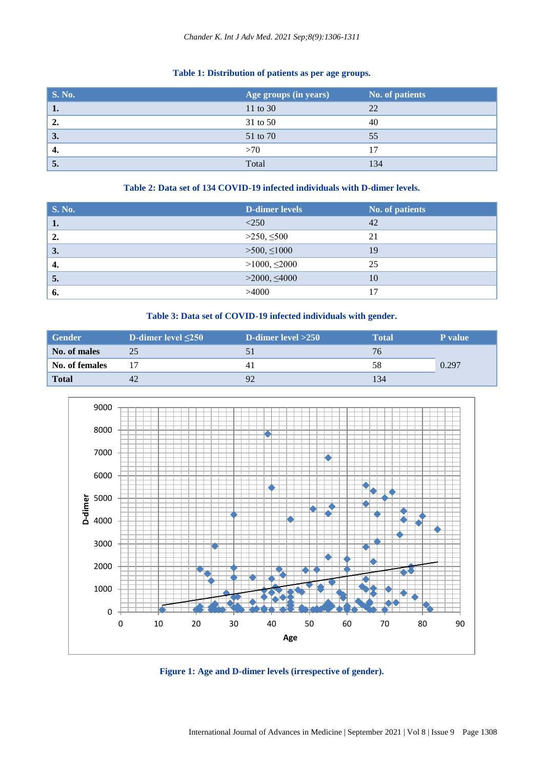**Table 1: Distribution of patients as per age groups.**

| S. No. | Age groups (in years) | No. of patients |
|---|---|---|
| **1.** | 11 to 30 | 22 |
| **2.** | 31 to 50 | 40 |
| **3.** | 51 to 70 | 55 |
| **4.** | >70 | 17 |
| **5.** | Total | 134 |

**Table 2: Data set of 134 COVID-19 infected individuals with D-dimer levels.**

| S. No. | D-dimer levels | No. of patients |
|---|---|---|
| **1.** | <250 | 42 |
| **2.** | >250, ≤500 | 21 |
| **3.** | >500, ≤1000 | 19 |
| **4.** | >1000, ≤2000 | 25 |
| **5.** | >2000, ≤4000 | 10 |
| **6.** | >4000 | 17 |

**Table 3: Data set of COVID-19 infected individuals with gender.**

| Gender | D-dimer level ≤250 | D-dimer level >250 | Total | P value |
|---|---|---|---|---|
| **No. of males** | 25 | 51 | 76 | 0.297 |
| **No. of females** | 17 | 41 | 58 | |
| **Total** | 42 | 92 | 134 | |

**Figure 1: Age and D-dimer levels (irrespective of gender).**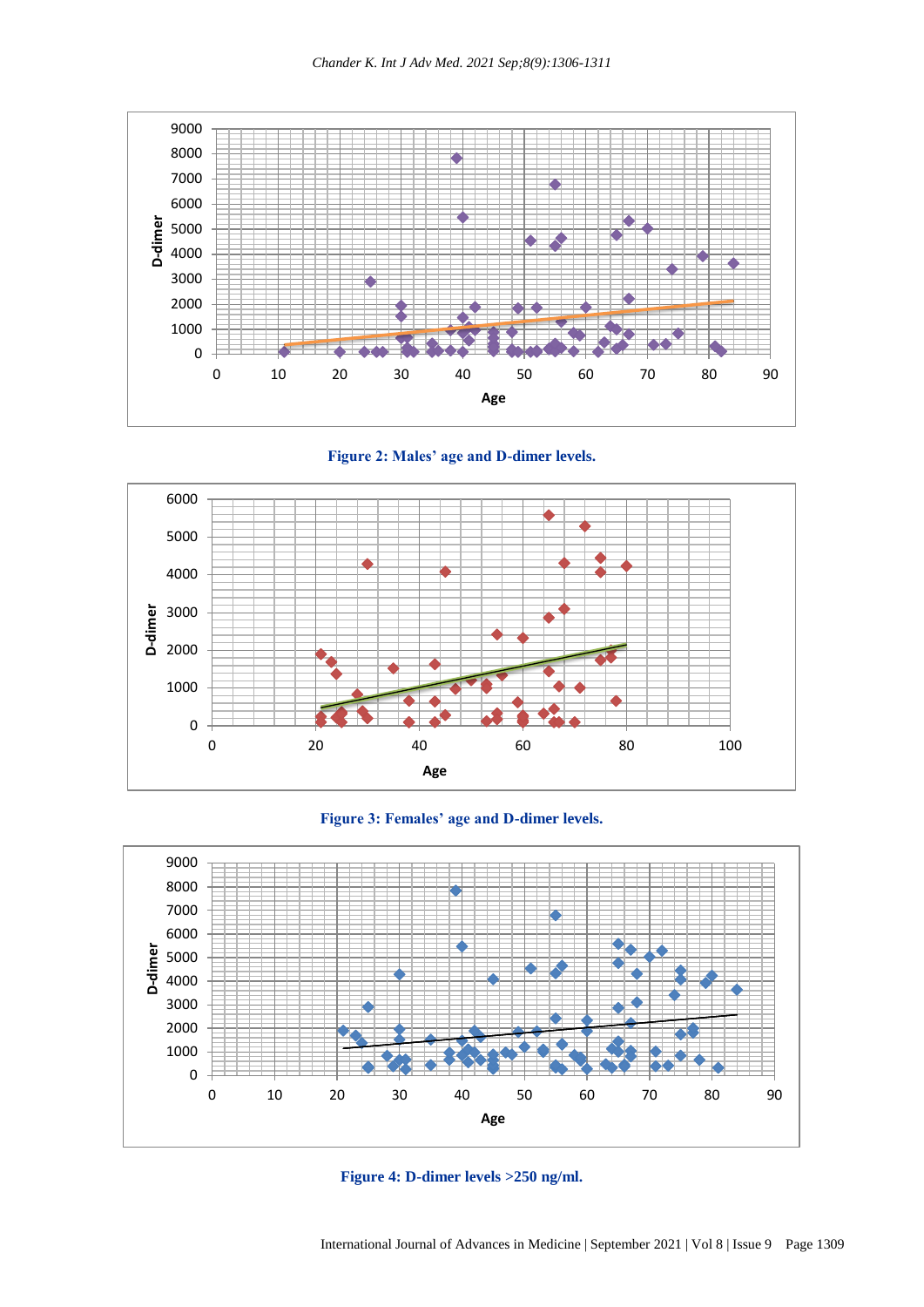D-dimer

9000
8000
7000
6000
5000
4000
3000
2000
1000
0

0 10 20 30 40 50 60 70 80 90

Age

**Figure 2: Males' age and D-dimer levels.**

D-dimer

6000
5000
4000
3000
2000
1000
0

0 20 40 60 80 100

Age

**Figure 3: Females' age and D-dimer levels.**

D-dimer

9000
8000
7000
6000
5000
4000
3000
2000
1000
0

0 10 20 30 40 50 60 70 80 90

Age

**Figure 4: D-dimer levels >250 ng/ml.**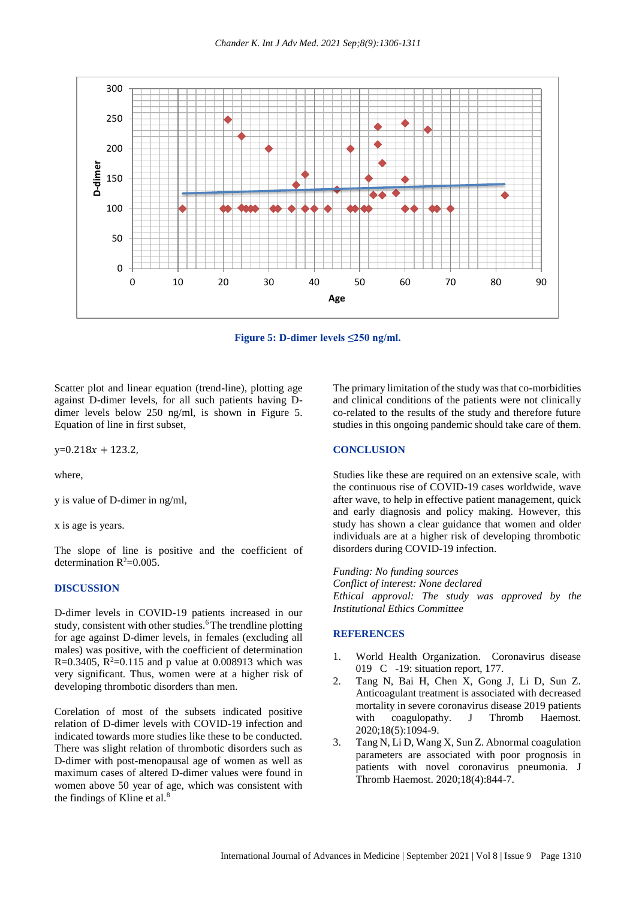300
250
200
150
100
50
0
D-dimer
0 10 20 30 40 50 60 70 80 90
Age

**Figure 5: D-dimer levels ≤250 ng/ml.**

Scatter plot and linear equation (trend-line), plotting age against D-dimer levels, for all such patients having D-dimer levels below 250 ng/ml, is shown in Figure 5. Equation of line in first subset,

$y=0.218x + 123.2,$

where,

y is value of D-dimer in ng/ml,

x is age is years.

The slope of line is positive and the coefficient of determination $R^2=0.005$.

## DISCUSSION

D-dimer levels in COVID-19 patients increased in our study, consistent with other studies.[6] The trendline plotting for age against D-dimer levels, in females (excluding all males) was positive, with the coefficient of determination R=0.3405, $R^2=0.115$ and p value at 0.008913 which was very significant. Thus, women were at a higher risk of developing thrombotic disorders than men.

Corelation of most of the subsets indicated positive relation of D-dimer levels with COVID-19 infection and indicated towards more studies like these to be conducted. There was slight relation of thrombotic disorders such as D-dimer with post-menopausal age of women as well as maximum cases of altered D-dimer values were found in women above 50 year of age, which was consistent with the findings of Kline et al.[8]

The primary limitation of the study was that co-morbidities and clinical conditions of the patients were not clinically co-related to the results of the study and therefore future studies in this ongoing pandemic should take care of them.

## CONCLUSION

Studies like these are required on an extensive scale, with the continuous rise of COVID-19 cases worldwide, wave after wave, to help in effective patient management, quick and early diagnosis and policy making. However, this study has shown a clear guidance that women and older individuals are at a higher risk of developing thrombotic disorders during COVID-19 infection.

*Funding: No funding sources*
*Conflict of interest: None declared*
*Ethical approval: The study was approved by the Institutional Ethics Committee*

## REFERENCES

1. World Health Organization. Coronavirus disease 019 C -19: situation report, 177.
2. Tang N, Bai H, Chen X, Gong J, Li D, Sun Z. Anticoagulant treatment is associated with decreased mortality in severe coronavirus disease 2019 patients with coagulopathy. J Thromb Haemost. 2020;18(5):1094-9.
3. Tang N, Li D, Wang X, Sun Z. Abnormal coagulation parameters are associated with poor prognosis in patients with novel coronavirus pneumonia. J Thromb Haemost. 2020;18(4):844-7.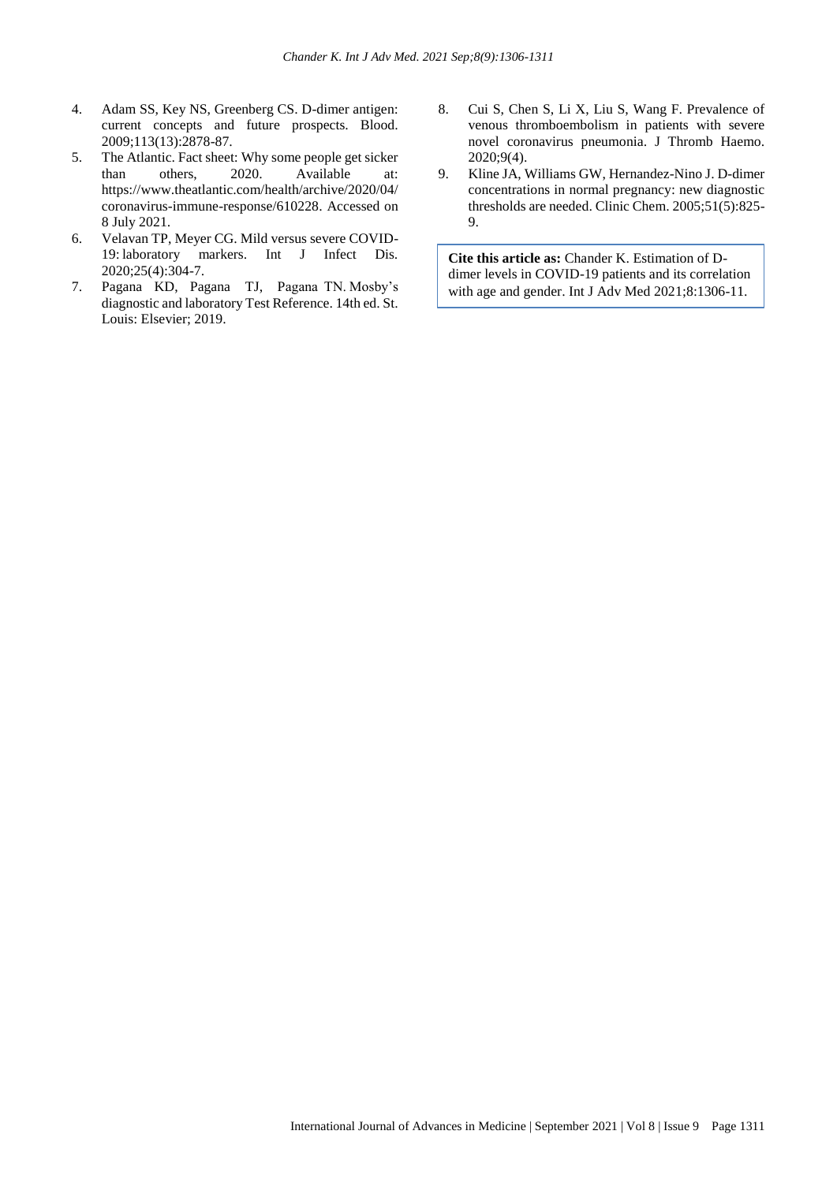4. Adam SS, Key NS, Greenberg CS. D-dimer antigen: current concepts and future prospects. Blood. 2009;113(13):2878-87.
5. The Atlantic. Fact sheet: Why some people get sicker than others, 2020. Available at: https://www.theatlantic.com/health/archive/2020/04/coronavirus-immune-response/610228. Accessed on 8 July 2021.
6. Velavan TP, Meyer CG. Mild versus severe COVID-19: laboratory markers. Int J Infect Dis. 2020;25(4):304-7.
7. Pagana KD, Pagana TJ, Pagana TN. Mosby's diagnostic and laboratory Test Reference. 14th ed. St. Louis: Elsevier; 2019.
8. Cui S, Chen S, Li X, Liu S, Wang F. Prevalence of venous thromboembolism in patients with severe novel coronavirus pneumonia. J Thromb Haemo. 2020;9(4).
9. Kline JA, Williams GW, Hernandez-Nino J. D-dimer concentrations in normal pregnancy: new diagnostic thresholds are needed. Clinic Chem. 2005;51(5):825-9.

**Cite this article as:** Chander K. Estimation of D-dimer levels in COVID-19 patients and its correlation with age and gender. Int J Adv Med 2021;8:1306-11.